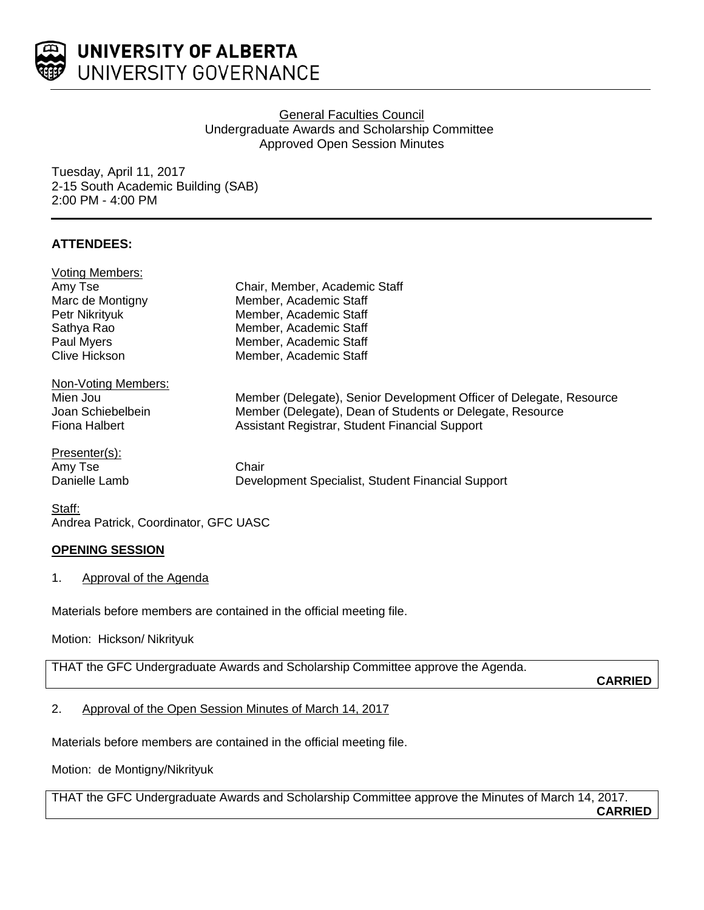UNIVERSITY OF ALBERTA
UNIVERSITY GOVERNANCE

General Faculties Council
Undergraduate Awards and Scholarship Committee
Approved Open Session Minutes

Tuesday, April 11, 2017
2-15 South Academic Building (SAB)
2:00 PM - 4:00 PM

**ATTENDEES:**

Voting Members:

| | |
|---|---|
| Amy Tse | Chair, Member, Academic Staff |
| Marc de Montigny | Member, Academic Staff |
| Petr Nikrityuk | Member, Academic Staff |
| Sathya Rao | Member, Academic Staff |
| Paul Myers | Member, Academic Staff |
| Clive Hickson | Member, Academic Staff |

Non-Voting Members:

| | |
|---|---|
| Mien Jou | Member (Delegate), Senior Development Officer of Delegate, Resource |
| Joan Schiebelbein | Member (Delegate), Dean of Students or Delegate, Resource |
| Fiona Halbert | Assistant Registrar, Student Financial Support |

Presenter(s):

| | |
|---|---|
| Amy Tse | Chair |
| Danielle Lamb | Development Specialist, Student Financial Support |

Staff:
Andrea Patrick, Coordinator, GFC UASC

**OPENING SESSION**

1. Approval of the Agenda

Materials before members are contained in the official meeting file.

Motion: Hickson/ Nikrityuk

THAT the GFC Undergraduate Awards and Scholarship Committee approve the Agenda.

**CARRIED**

2. Approval of the Open Session Minutes of March 14, 2017

Materials before members are contained in the official meeting file.

Motion: de Montigny/Nikrityuk

THAT the GFC Undergraduate Awards and Scholarship Committee approve the Minutes of March 14, 2017.

**CARRIED**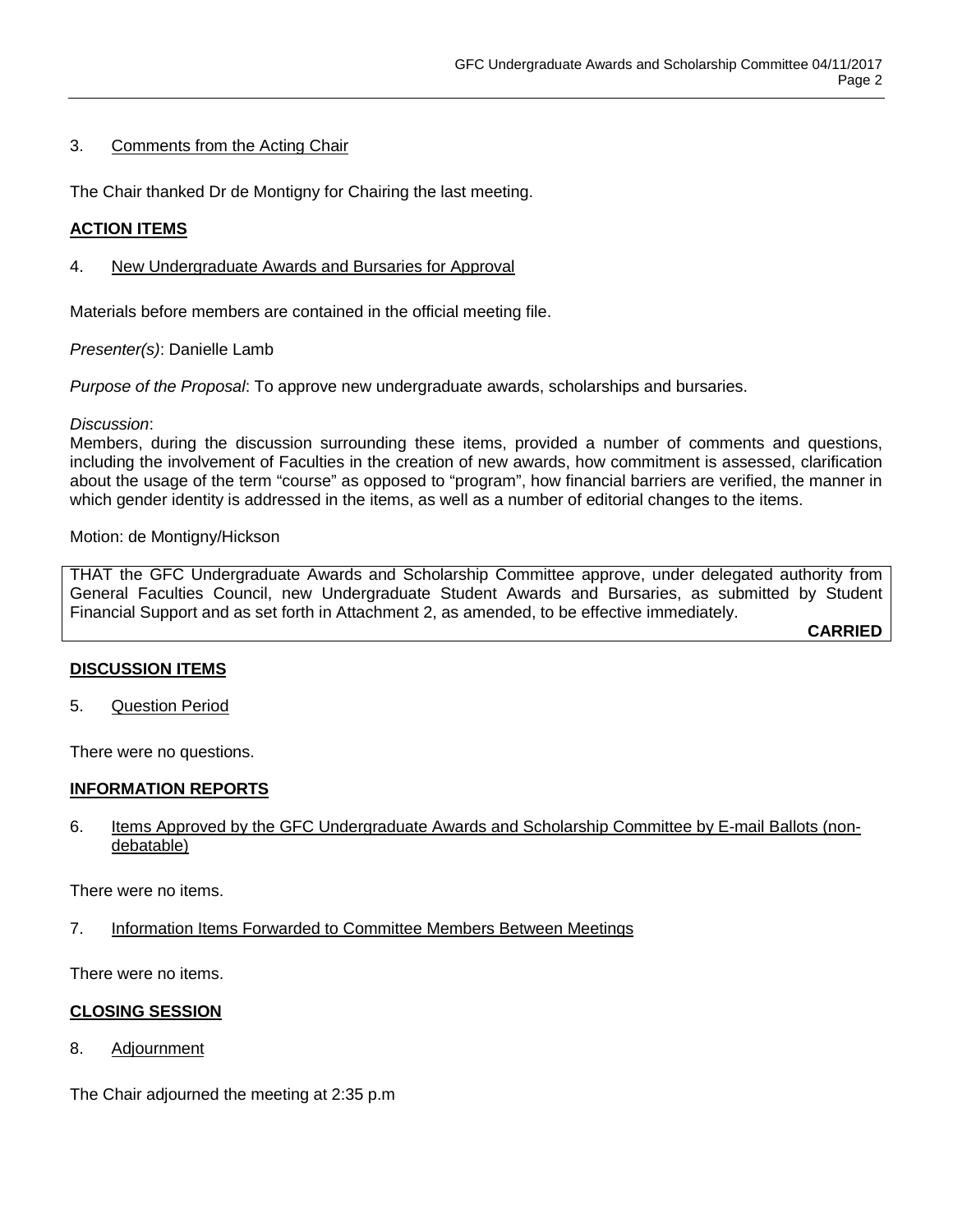3. Comments from the Acting Chair

The Chair thanked Dr de Montigny for Chairing the last meeting.

## ACTION ITEMS

4. New Undergraduate Awards and Bursaries for Approval

Materials before members are contained in the official meeting file.

*Presenter(s)*: Danielle Lamb

*Purpose of the Proposal*: To approve new undergraduate awards, scholarships and bursaries.

*Discussion*:
Members, during the discussion surrounding these items, provided a number of comments and questions, including the involvement of Faculties in the creation of new awards, how commitment is assessed, clarification about the usage of the term "course" as opposed to "program", how financial barriers are verified, the manner in which gender identity is addressed in the items, as well as a number of editorial changes to the items.

Motion: de Montigny/Hickson

THAT the GFC Undergraduate Awards and Scholarship Committee approve, under delegated authority from General Faculties Council, new Undergraduate Student Awards and Bursaries, as submitted by Student Financial Support and as set forth in Attachment 2, as amended, to be effective immediately.

**CARRIED**

## DISCUSSION ITEMS

5. Question Period

There were no questions.

## INFORMATION REPORTS

6. Items Approved by the GFC Undergraduate Awards and Scholarship Committee by E-mail Ballots (non-debatable)

There were no items.

7. Information Items Forwarded to Committee Members Between Meetings

There were no items.

## CLOSING SESSION

8. Adjournment

The Chair adjourned the meeting at 2:35 p.m